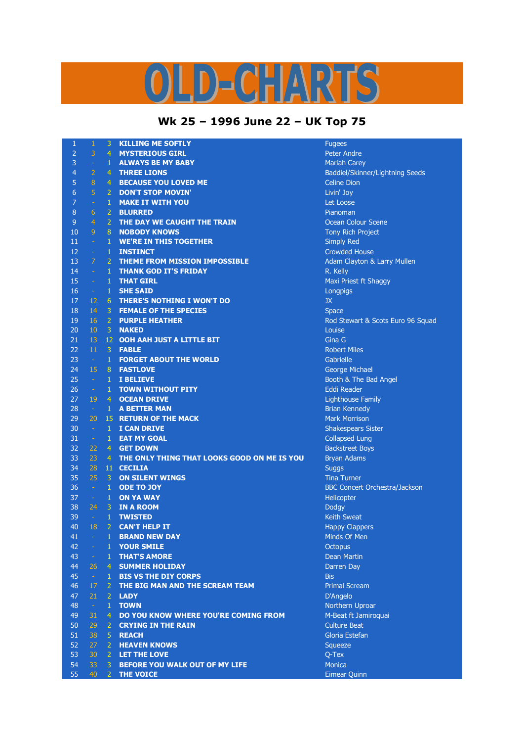# OLD-CHARTS

## Wk 25 – 1996 June 22 – UK Top 75

| | | | | |
|---|---|---|---|---|
| 1 | 1 | 3 | KILLING ME SOFTLY | Fugees |
| 2 | 3 | 4 | MYSTERIOUS GIRL | Peter Andre |
| 3 | - | 1 | ALWAYS BE MY BABY | Mariah Carey |
| 4 | 2 | 4 | THREE LIONS | Baddiel/Skinner/Lightning Seeds |
| 5 | 8 | 4 | BECAUSE YOU LOVED ME | Celine Dion |
| 6 | 5 | 2 | DON'T STOP MOVIN' | Livin' Joy |
| 7 | - | 1 | MAKE IT WITH YOU | Let Loose |
| 8 | 6 | 2 | BLURRED | Pianoman |
| 9 | 4 | 2 | THE DAY WE CAUGHT THE TRAIN | Ocean Colour Scene |
| 10 | 9 | 8 | NOBODY KNOWS | Tony Rich Project |
| 11 | - | 1 | WE'RE IN THIS TOGETHER | Simply Red |
| 12 | - | 1 | INSTINCT | Crowded House |
| 13 | 7 | 2 | THEME FROM MISSION IMPOSSIBLE | Adam Clayton & Larry Mullen |
| 14 | - | 1 | THANK GOD IT'S FRIDAY | R. Kelly |
| 15 | - | 1 | THAT GIRL | Maxi Priest ft Shaggy |
| 16 | - | 1 | SHE SAID | Longpigs |
| 17 | 12 | 6 | THERE'S NOTHING I WON'T DO | JX |
| 18 | 14 | 3 | FEMALE OF THE SPECIES | Space |
| 19 | 16 | 2 | PURPLE HEATHER | Rod Stewart & Scots Euro 96 Squad |
| 20 | 10 | 3 | NAKED | Louise |
| 21 | 13 | 12 | OOH AAH JUST A LITTLE BIT | Gina G |
| 22 | 11 | 3 | FABLE | Robert Miles |
| 23 | - | 1 | FORGET ABOUT THE WORLD | Gabrielle |
| 24 | 15 | 8 | FASTLOVE | George Michael |
| 25 | - | 1 | I BELIEVE | Booth & The Bad Angel |
| 26 | - | 1 | TOWN WITHOUT PITY | Eddi Reader |
| 27 | 19 | 4 | OCEAN DRIVE | Lighthouse Family |
| 28 | - | 1 | A BETTER MAN | Brian Kennedy |
| 29 | 20 | 15 | RETURN OF THE MACK | Mark Morrison |
| 30 | - | 1 | I CAN DRIVE | Shakespears Sister |
| 31 | - | 1 | EAT MY GOAL | Collapsed Lung |
| 32 | 22 | 4 | GET DOWN | Backstreet Boys |
| 33 | 23 | 4 | THE ONLY THING THAT LOOKS GOOD ON ME IS YOU | Bryan Adams |
| 34 | 28 | 11 | CECILIA | Suggs |
| 35 | 25 | 3 | ON SILENT WINGS | Tina Turner |
| 36 | - | 1 | ODE TO JOY | BBC Concert Orchestra/Jackson |
| 37 | - | 1 | ON YA WAY | Helicopter |
| 38 | 24 | 3 | IN A ROOM | Dodgy |
| 39 | - | 1 | TWISTED | Keith Sweat |
| 40 | 18 | 2 | CAN'T HELP IT | Happy Clappers |
| 41 | - | 1 | BRAND NEW DAY | Minds Of Men |
| 42 | - | 1 | YOUR SMILE | Octopus |
| 43 | - | 1 | THAT'S AMORE | Dean Martin |
| 44 | 26 | 4 | SUMMER HOLIDAY | Darren Day |
| 45 | - | 1 | BIS VS THE DIY CORPS | Bis |
| 46 | 17 | 2 | THE BIG MAN AND THE SCREAM TEAM | Primal Scream |
| 47 | 21 | 2 | LADY | D'Angelo |
| 48 | - | 1 | TOWN | Northern Uproar |
| 49 | 31 | 4 | DO YOU KNOW WHERE YOU'RE COMING FROM | M-Beat ft Jamiroquai |
| 50 | 29 | 2 | CRYING IN THE RAIN | Culture Beat |
| 51 | 38 | 5 | REACH | Gloria Estefan |
| 52 | 27 | 2 | HEAVEN KNOWS | Squeeze |
| 53 | 30 | 2 | LET THE LOVE | Q-Tex |
| 54 | 33 | 3 | BEFORE YOU WALK OUT OF MY LIFE | Monica |
| 55 | 40 | 2 | THE VOICE | Eimear Quinn |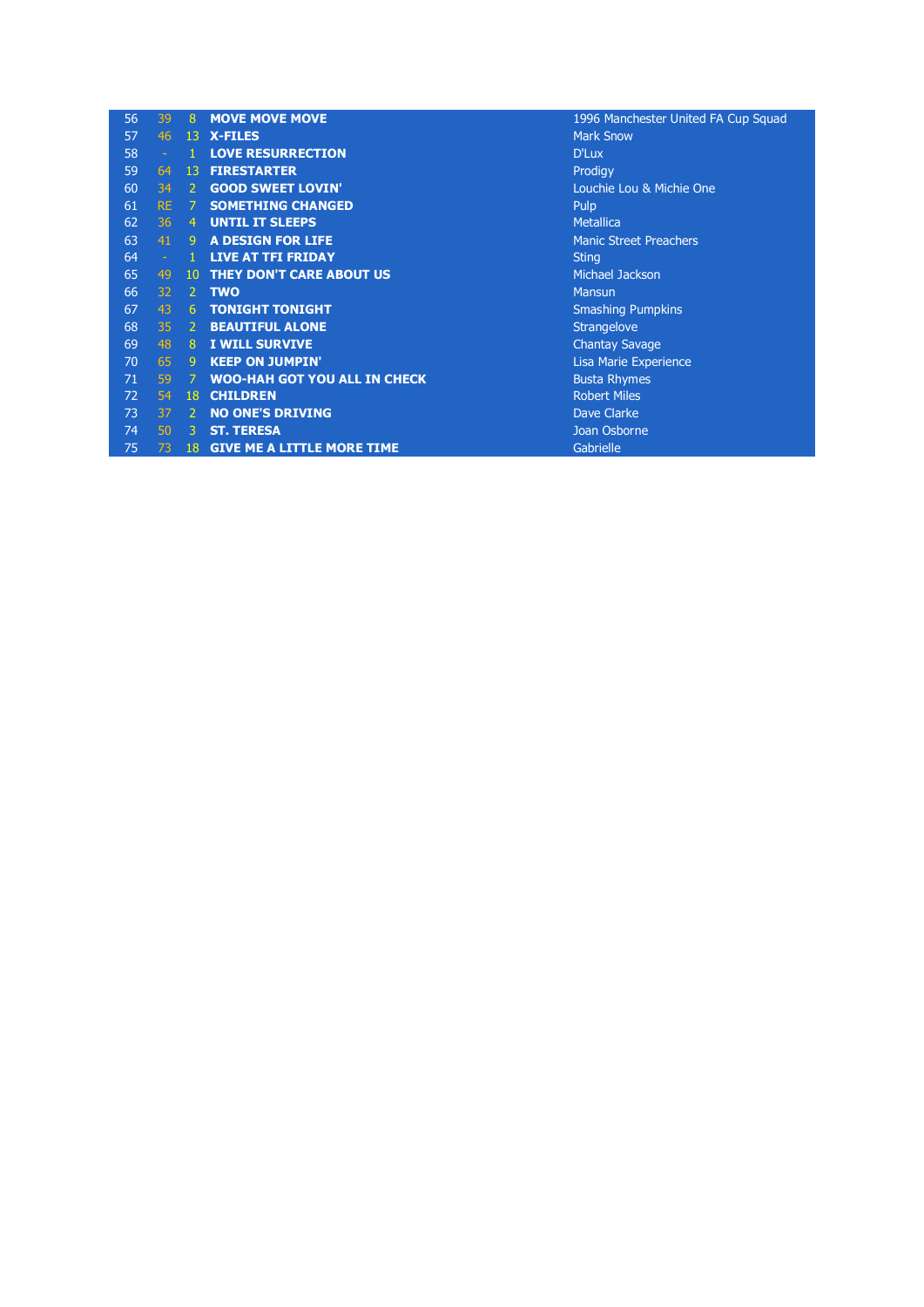| | | | | |
|---|---|---|---|---|
| 56 | 39 | 8 | **MOVE MOVE MOVE** | 1996 Manchester United FA Cup Squad |
| 57 | 46 | 13 | **X-FILES** | Mark Snow |
| 58 | - | 1 | **LOVE RESURRECTION** | D'Lux |
| 59 | 64 | 13 | **FIRESTARTER** | Prodigy |
| 60 | 34 | 2 | **GOOD SWEET LOVIN'** | Louchie Lou & Michie One |
| 61 | RE | 7 | **SOMETHING CHANGED** | Pulp |
| 62 | 36 | 4 | **UNTIL IT SLEEPS** | Metallica |
| 63 | 41 | 9 | **A DESIGN FOR LIFE** | Manic Street Preachers |
| 64 | - | 1 | **LIVE AT TFI FRIDAY** | Sting |
| 65 | 49 | 10 | **THEY DON'T CARE ABOUT US** | Michael Jackson |
| 66 | 32 | 2 | **TWO** | Mansun |
| 67 | 43 | 6 | **TONIGHT TONIGHT** | Smashing Pumpkins |
| 68 | 35 | 2 | **BEAUTIFUL ALONE** | Strangelove |
| 69 | 48 | 8 | **I WILL SURVIVE** | Chantay Savage |
| 70 | 65 | 9 | **KEEP ON JUMPIN'** | Lisa Marie Experience |
| 71 | 59 | 7 | **WOO-HAH GOT YOU ALL IN CHECK** | Busta Rhymes |
| 72 | 54 | 18 | **CHILDREN** | Robert Miles |
| 73 | 37 | 2 | **NO ONE'S DRIVING** | Dave Clarke |
| 74 | 50 | 3 | **ST. TERESA** | Joan Osborne |
| 75 | 73 | 18 | **GIVE ME A LITTLE MORE TIME** | Gabrielle |